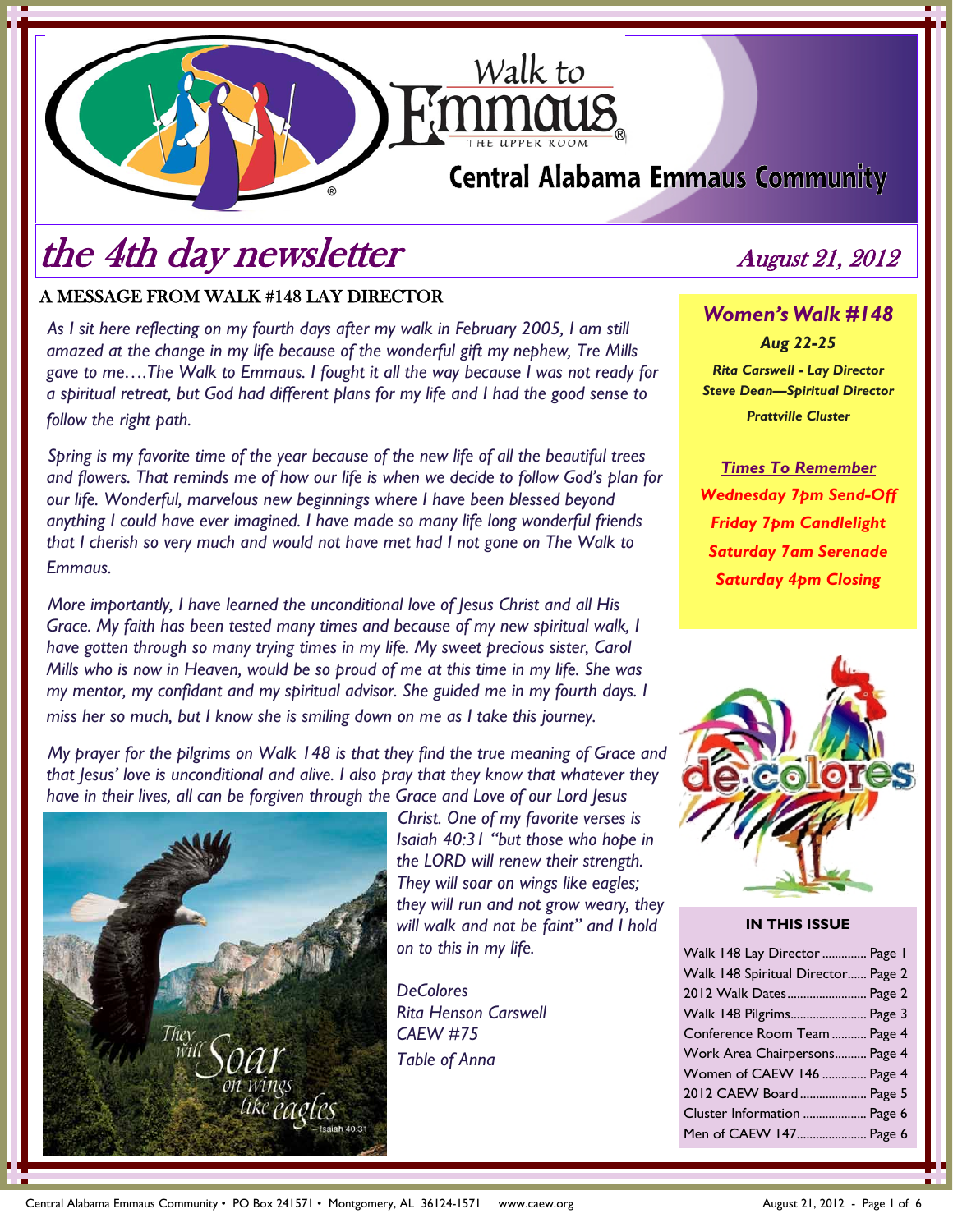# Walk to Emmaus

THE UPPER ROOM

## Central Alabama Emmaus Community

# the 4th day newsletter

*August 21, 2012*

## A MESSAGE FROM WALK #148 LAY DIRECTOR

*As I sit here reflecting on my fourth days after my walk in February 2005, I am still amazed at the change in my life because of the wonderful gift my nephew, Tre Mills gave to me….The Walk to Emmaus. I fought it all the way because I was not ready for a spiritual retreat, but God had different plans for my life and I had the good sense to follow the right path.*

*Spring is my favorite time of the year because of the new life of all the beautiful trees and flowers. That reminds me of how our life is when we decide to follow God's plan for our life. Wonderful, marvelous new beginnings where I have been blessed beyond anything I could have ever imagined. I have made so many life long wonderful friends that I cherish so very much and would not have met had I not gone on The Walk to Emmaus.*

*More importantly, I have learned the unconditional love of Jesus Christ and all His Grace. My faith has been tested many times and because of my new spiritual walk, I have gotten through so many trying times in my life. My sweet precious sister, Carol Mills who is now in Heaven, would be so proud of me at this time in my life. She was my mentor, my confidant and my spiritual advisor. She guided me in my fourth days. I miss her so much, but I know she is smiling down on me as I take this journey.*

*My prayer for the pilgrims on Walk 148 is that they find the true meaning of Grace and that Jesus' love is unconditional and alive. I also pray that they know that whatever they have in their lives, all can be forgiven through the Grace and Love of our Lord Jesus Christ. One of my favorite verses is Isaiah 40:31 "but those who hope in the LORD will renew their strength. They will soar on wings like eagles; they will run and not grow weary, they will walk and not be faint" and I hold on to this in my life.*

They will Soar on wings like eagles — Isaiah 40:31

*DeColores*
*Rita Henson Carswell*
*CAEW #75*
*Table of Anna*

---

### *Women's Walk #148*

***Aug 22-25***

***Rita Carswell - Lay Director***
***Steve Dean—Spiritual Director***
***Prattville Cluster***

***Times To Remember***

***Wednesday 7pm Send-Off***
***Friday 7pm Candlelight***
***Saturday 7am Serenade***
***Saturday 4pm Closing***

de colores

### IN THIS ISSUE

| | |
|---|---|
| Walk 148 Lay Director | Page 1 |
| Walk 148 Spiritual Director | Page 2 |
| 2012 Walk Dates | Page 2 |
| Walk 148 Pilgrims | Page 3 |
| Conference Room Team | Page 4 |
| Work Area Chairpersons | Page 4 |
| Women of CAEW 146 | Page 4 |
| 2012 CAEW Board | Page 5 |
| Cluster Information | Page 6 |
| Men of CAEW 147 | Page 6 |

Central Alabama Emmaus Community • PO Box 241571 • Montgomery, AL 36124-1571 www.caew.org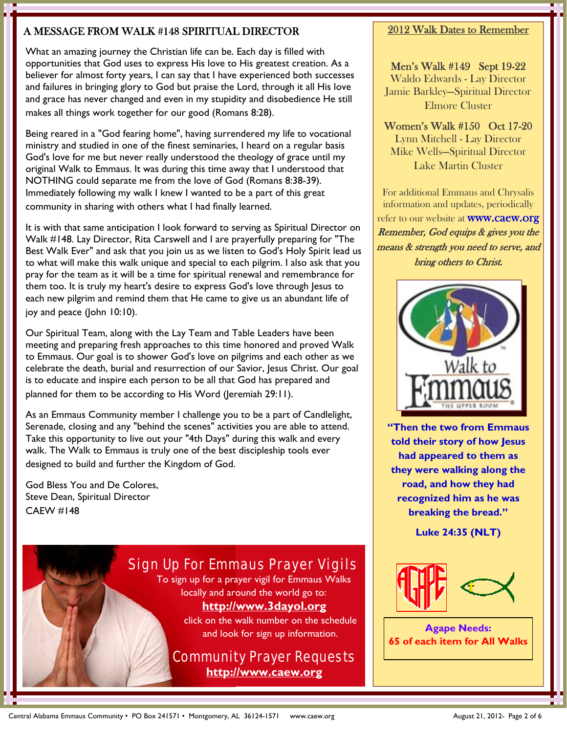## A MESSAGE FROM WALK #148 SPIRITUAL DIRECTOR

What an amazing journey the Christian life can be. Each day is filled with opportunities that God uses to express His love to His greatest creation. As a believer for almost forty years, I can say that I have experienced both successes and failures in bringing glory to God but praise the Lord, through it all His love and grace has never changed and even in my stupidity and disobedience He still makes all things work together for our good (Romans 8:28).

Being reared in a "God fearing home", having surrendered my life to vocational ministry and studied in one of the finest seminaries, I heard on a regular basis God's love for me but never really understood the theology of grace until my original Walk to Emmaus. It was during this time away that I understood that NOTHING could separate me from the love of God (Romans 8:38-39). Immediately following my walk I knew I wanted to be a part of this great community in sharing with others what I had finally learned.

It is with that same anticipation I look forward to serving as Spiritual Director on Walk #148. Lay Director, Rita Carswell and I are prayerfully preparing for "The Best Walk Ever" and ask that you join us as we listen to God's Holy Spirit lead us to what will make this walk unique and special to each pilgrim. I also ask that you pray for the team as it will be a time for spiritual renewal and remembrance for them too. It is truly my heart's desire to express God's love through Jesus to each new pilgrim and remind them that He came to give us an abundant life of joy and peace (John 10:10).

Our Spiritual Team, along with the Lay Team and Table Leaders have been meeting and preparing fresh approaches to this time honored and proved Walk to Emmaus. Our goal is to shower God's love on pilgrims and each other as we celebrate the death, burial and resurrection of our Savior, Jesus Christ. Our goal is to educate and inspire each person to be all that God has prepared and planned for them to be according to His Word (Jeremiah 29:11).

As an Emmaus Community member I challenge you to be a part of Candlelight, Serenade, closing and any "behind the scenes" activities you are able to attend. Take this opportunity to live out your "4th Days" during this walk and every walk. The Walk to Emmaus is truly one of the best discipleship tools ever designed to build and further the Kingdom of God.

God Bless You and De Colores,
Steve Dean, Spiritual Director
CAEW #148

## Sign Up For Emmaus Prayer Vigils

To sign up for a prayer vigil for Emmaus Walks locally and around the world go to:
**http://www.3dayol.org**
click on the walk number on the schedule and look for sign up information.

## Community Prayer Requests

**http://www.caew.org**

## 2012 Walk Dates to Remember

**Men's Walk #149 Sept 19-22**
Waldo Edwards - Lay Director
Jamie Barkley—Spiritual Director
Elmore Cluster

**Women's Walk #150 Oct 17-20**
Lynn Mitchell - Lay Director
Mike Wells—Spiritual Director
Lake Martin Cluster

For additional Emmaus and Chrysalis information and updates, periodically refer to our website at **www.caew.org**
*Remember, God equips & gives you the means & strength you need to serve, and bring others to Christ.*

Walk to Emmaus — The Upper Room

**"Then the two from Emmaus told their story of how Jesus had appeared to them as they were walking along the road, and how they had recognized him as he was breaking the bread."**

**Luke 24:35 (NLT)**

AGAPE

**Agape Needs:**
**65 of each item for All Walks**

Central Alabama Emmaus Community • PO Box 241571 • Montgomery, AL 36124-1571 www.caew.org August 21, 2012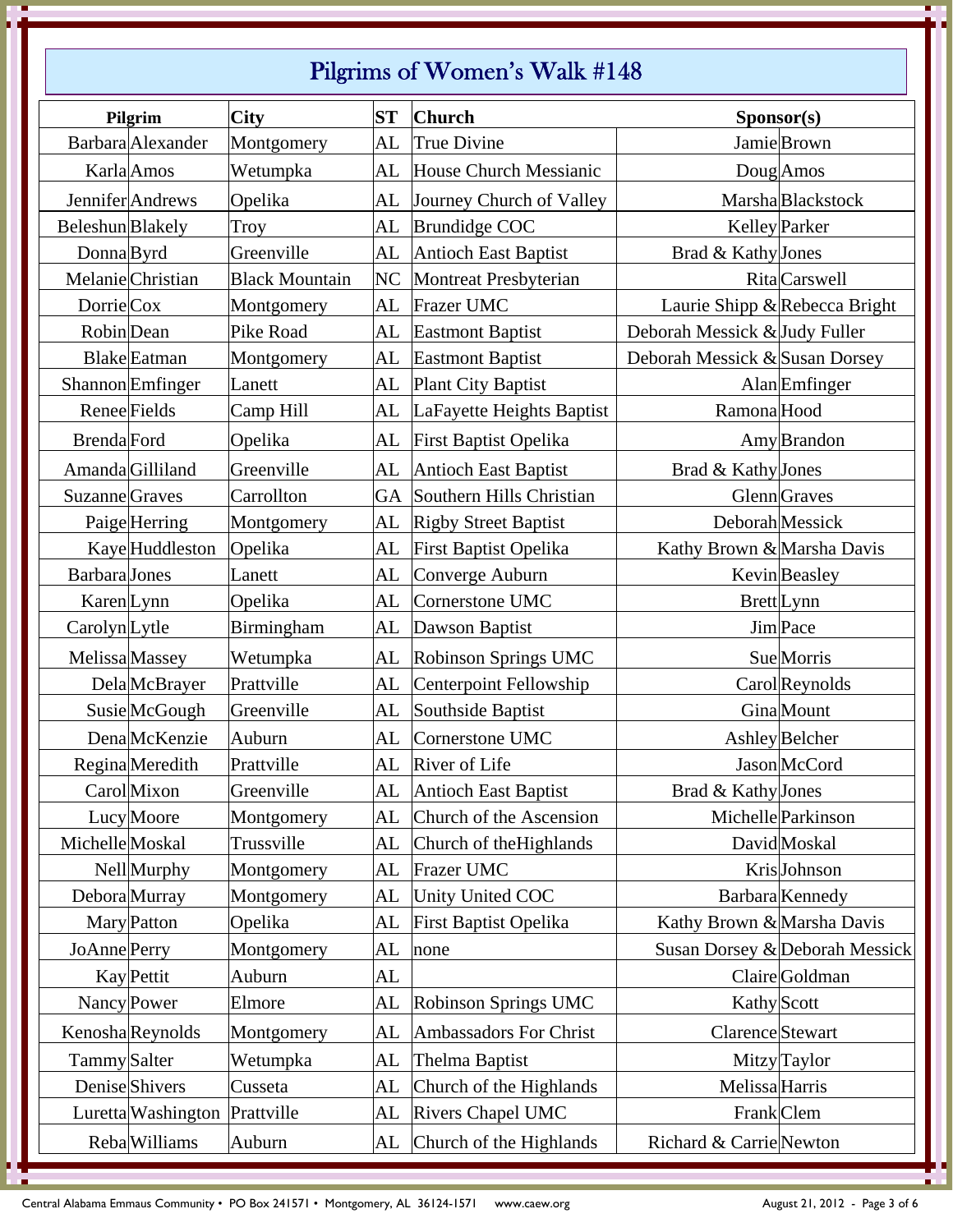# Pilgrims of Women's Walk #148

| Pilgrim | | City | ST | Church | Sponsor(s) | |
|---|---|---|---|---|---|---|
| Barbara | Alexander | Montgomery | AL | True Divine | Jamie | Brown |
| Karla | Amos | Wetumpka | AL | House Church Messianic | Doug | Amos |
| Jennifer | Andrews | Opelika | AL | Journey Church of Valley | Marsha | Blackstock |
| Beleshun | Blakely | Troy | AL | Brundidge COC | Kelley | Parker |
| Donna | Byrd | Greenville | AL | Antioch East Baptist | Brad & Kathy | Jones |
| Melanie | Christian | Black Mountain | NC | Montreat Presbyterian | Rita | Carswell |
| Dorrie | Cox | Montgomery | AL | Frazer UMC | Laurie Shipp & | Rebecca Bright |
| Robin | Dean | Pike Road | AL | Eastmont Baptist | Deborah Messick & | Judy Fuller |
| Blake | Eatman | Montgomery | AL | Eastmont Baptist | Deborah Messick & | Susan Dorsey |
| Shannon | Emfinger | Lanett | AL | Plant City Baptist | Alan | Emfinger |
| Renee | Fields | Camp Hill | AL | LaFayette Heights Baptist | Ramona | Hood |
| Brenda | Ford | Opelika | AL | First Baptist Opelika | Amy | Brandon |
| Amanda | Gilliland | Greenville | AL | Antioch East Baptist | Brad & Kathy | Jones |
| Suzanne | Graves | Carrollton | GA | Southern Hills Christian | Glenn | Graves |
| Paige | Herring | Montgomery | AL | Rigby Street Baptist | Deborah | Messick |
| Kaye | Huddleston | Opelika | AL | First Baptist Opelika | Kathy Brown & | Marsha Davis |
| Barbara | Jones | Lanett | AL | Converge Auburn | Kevin | Beasley |
| Karen | Lynn | Opelika | AL | Cornerstone UMC | Brett | Lynn |
| Carolyn | Lytle | Birmingham | AL | Dawson Baptist | Jim | Pace |
| Melissa | Massey | Wetumpka | AL | Robinson Springs UMC | Sue | Morris |
| Dela | McBrayer | Prattville | AL | Centerpoint Fellowship | Carol | Reynolds |
| Susie | McGough | Greenville | AL | Southside Baptist | Gina | Mount |
| Dena | McKenzie | Auburn | AL | Cornerstone UMC | Ashley | Belcher |
| Regina | Meredith | Prattville | AL | River of Life | Jason | McCord |
| Carol | Mixon | Greenville | AL | Antioch East Baptist | Brad & Kathy | Jones |
| Lucy | Moore | Montgomery | AL | Church of the Ascension | Michelle | Parkinson |
| Michelle | Moskal | Trussville | AL | Church of theHighlands | David | Moskal |
| Nell | Murphy | Montgomery | AL | Frazer UMC | Kris | Johnson |
| Debora | Murray | Montgomery | AL | Unity United COC | Barbara | Kennedy |
| Mary | Patton | Opelika | AL | First Baptist Opelika | Kathy Brown & | Marsha Davis |
| JoAnne | Perry | Montgomery | AL | none | Susan Dorsey & | Deborah Messick |
| Kay | Pettit | Auburn | AL | | Claire | Goldman |
| Nancy | Power | Elmore | AL | Robinson Springs UMC | Kathy | Scott |
| Kenosha | Reynolds | Montgomery | AL | Ambassadors For Christ | Clarence | Stewart |
| Tammy | Salter | Wetumpka | AL | Thelma Baptist | Mitzy | Taylor |
| Denise | Shivers | Cusseta | AL | Church of the Highlands | Melissa | Harris |
| Luretta | Washington | Prattville | AL | Rivers Chapel UMC | Frank | Clem |
| Reba | Williams | Auburn | AL | Church of the Highlands | Richard & Carrie | Newton |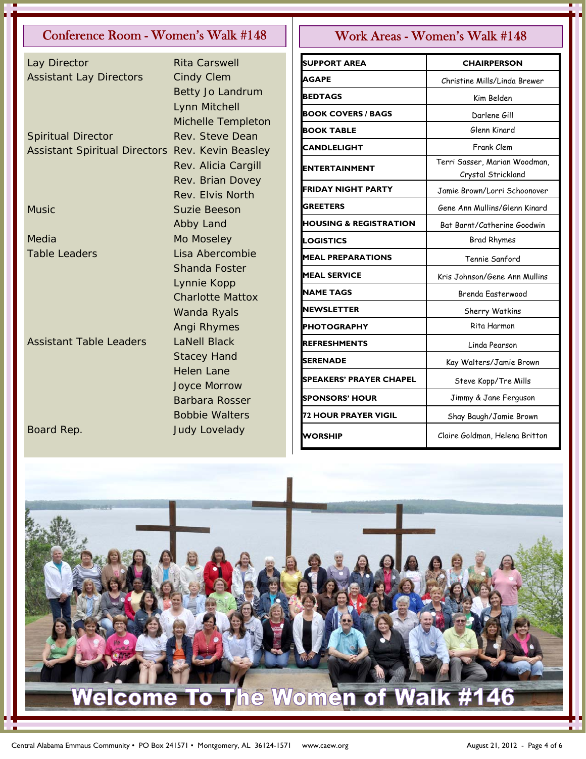## Conference Room - Women's Walk #148

| | |
|---|---|
| Lay Director | Rita Carswell |
| Assistant Lay Directors | Cindy Clem |
| | Betty Jo Landrum |
| | Lynn Mitchell |
| | Michelle Templeton |
| Spiritual Director | Rev. Steve Dean |
| Assistant Spiritual Directors | Rev. Kevin Beasley |
| | Rev. Alicia Cargill |
| | Rev. Brian Dovey |
| | Rev. Elvis North |
| Music | Suzie Beeson |
| | Abby Land |
| Media | Mo Moseley |
| Table Leaders | Lisa Abercombie |
| | Shanda Foster |
| | Lynnie Kopp |
| | Charlotte Mattox |
| | Wanda Ryals |
| | Angi Rhymes |
| Assistant Table Leaders | LaNell Black |
| | Stacey Hand |
| | Helen Lane |
| | Joyce Morrow |
| | Barbara Rosser |
| | Bobbie Walters |
| Board Rep. | Judy Lovelady |

## Work Areas - Women's Walk #148

| SUPPORT AREA | CHAIRPERSON |
|---|---|
| AGAPE | Christine Mills/Linda Brewer |
| BEDTAGS | Kim Belden |
| BOOK COVERS / BAGS | Darlene Gill |
| BOOK TABLE | Glenn Kinard |
| CANDLELIGHT | Frank Clem |
| ENTERTAINMENT | Terri Sasser, Marian Woodman, Crystal Strickland |
| FRIDAY NIGHT PARTY | Jamie Brown/Lorri Schoonover |
| GREETERS | Gene Ann Mullins/Glenn Kinard |
| HOUSING & REGISTRATION | Bat Barnt/Catherine Goodwin |
| LOGISTICS | Brad Rhymes |
| MEAL PREPARATIONS | Tennie Sanford |
| MEAL SERVICE | Kris Johnson/Gene Ann Mullins |
| NAME TAGS | Brenda Easterwood |
| NEWSLETTER | Sherry Watkins |
| PHOTOGRAPHY | Rita Harmon |
| REFRESHMENTS | Linda Pearson |
| SERENADE | Kay Walters/Jamie Brown |
| SPEAKERS' PRAYER CHAPEL | Steve Kopp/Tre Mills |
| SPONSORS' HOUR | Jimmy & Jane Ferguson |
| 72 HOUR PRAYER VIGIL | Shay Baugh/Jamie Brown |
| WORSHIP | Claire Goldman, Helena Britton |

Welcome To The Women of Walk #146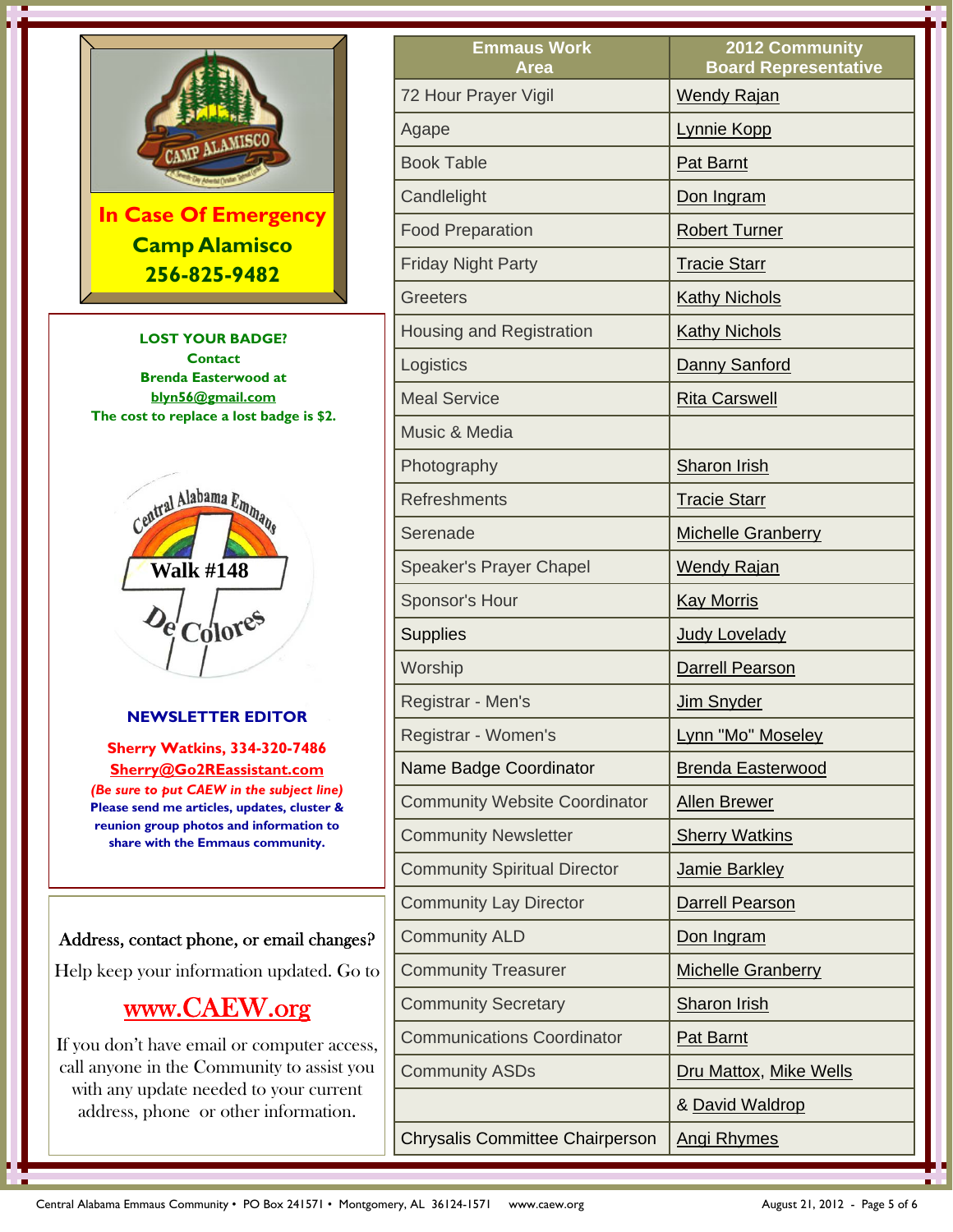CAMP ALAMISCO

**In Case Of Emergency**
**Camp Alamisco**
**256-825-9482**

**LOST YOUR BADGE?**
**Contact**
**Brenda Easterwood at**
**blyn56@gmail.com**
**The cost to replace a lost badge is $2.**

Central Alabama Emmaus
Walk #148
De Colores

**NEWSLETTER EDITOR**

**Sherry Watkins, 334-320-7486**
**Sherry@Go2REassistant.com**
***(Be sure to put CAEW in the subject line)***
**Please send me articles, updates, cluster & reunion group photos and information to share with the Emmaus community.**

Address, contact phone, or email changes?

Help keep your information updated. Go to

www.CAEW.org

If you don't have email or computer access, call anyone in the Community to assist you with any update needed to your current address, phone or other information.

| Emmaus Work Area | 2012 Community Board Representative |
|---|---|
| 72 Hour Prayer Vigil | Wendy Rajan |
| Agape | Lynnie Kopp |
| Book Table | Pat Barnt |
| Candlelight | Don Ingram |
| Food Preparation | Robert Turner |
| Friday Night Party | Tracie Starr |
| Greeters | Kathy Nichols |
| Housing and Registration | Kathy Nichols |
| Logistics | Danny Sanford |
| Meal Service | Rita Carswell |
| Music & Media | |
| Photography | Sharon Irish |
| Refreshments | Tracie Starr |
| Serenade | Michelle Granberry |
| Speaker's Prayer Chapel | Wendy Rajan |
| Sponsor's Hour | Kay Morris |
| Supplies | Judy Lovelady |
| Worship | Darrell Pearson |
| Registrar - Men's | Jim Snyder |
| Registrar - Women's | Lynn "Mo" Moseley |
| Name Badge Coordinator | Brenda Easterwood |
| Community Website Coordinator | Allen Brewer |
| Community Newsletter | Sherry Watkins |
| Community Spiritual Director | Jamie Barkley |
| Community Lay Director | Darrell Pearson |
| Community ALD | Don Ingram |
| Community Treasurer | Michelle Granberry |
| Community Secretary | Sharon Irish |
| Communications Coordinator | Pat Barnt |
| Community ASDs | Dru Mattox, Mike Wells |
| | & David Waldrop |
| Chrysalis Committee Chairperson | Angi Rhymes |

Central Alabama Emmaus Community • PO Box 241571 • Montgomery, AL 36124-1571 www.caew.org

August 21, 2012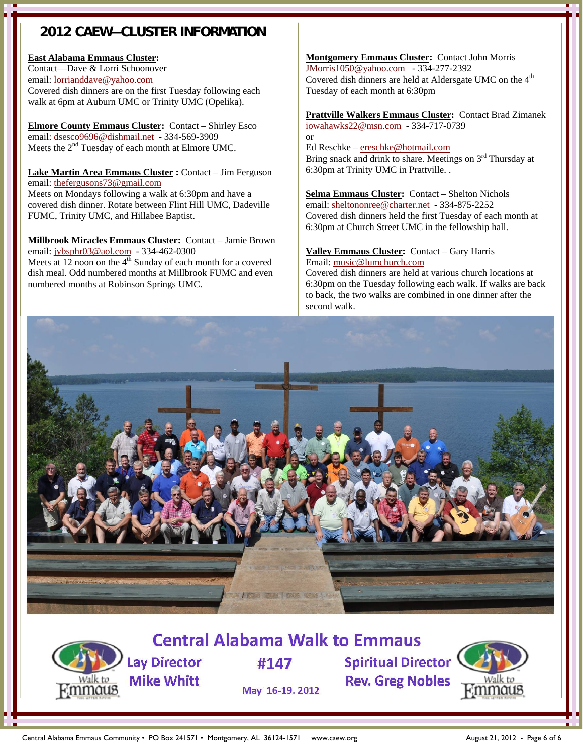## 2012 CAEW—CLUSTER INFORMATION

**East Alabama Emmaus Cluster:**
Contact—Dave & Lorri Schoonover
email: lorrianddave@yahoo.com
Covered dish dinners are on the first Tuesday following each walk at 6pm at Auburn UMC or Trinity UMC (Opelika).

**Elmore County Emmaus Cluster:** Contact – Shirley Esco
email: dsesco9696@dishmail.net - 334-569-3909
Meets the 2nd Tuesday of each month at Elmore UMC.

**Lake Martin Area Emmaus Cluster :** Contact – Jim Ferguson
email: thefergusons73@gmail.com
Meets on Mondays following a walk at 6:30pm and have a covered dish dinner. Rotate between Flint Hill UMC, Dadeville FUMC, Trinity UMC, and Hillabee Baptist.

**Millbrook Miracles Emmaus Cluster:** Contact – Jamie Brown
email: jybsphr03@aol.com - 334-462-0300
Meets at 12 noon on the 4th Sunday of each month for a covered dish meal. Odd numbered months at Millbrook FUMC and even numbered months at Robinson Springs UMC.

**Montgomery Emmaus Cluster:** Contact John Morris
JMorris1050@yahoo.com - 334-277-2392
Covered dish dinners are held at Aldersgate UMC on the 4th Tuesday of each month at 6:30pm

**Prattville Walkers Emmaus Cluster:** Contact Brad Zimanek
iowahawks22@msn.com - 334-717-0739
or
Ed Reschke – ereschke@hotmail.com
Bring snack and drink to share. Meetings on 3rd Thursday at 6:30pm at Trinity UMC in Prattville. .

**Selma Emmaus Cluster:** Contact – Shelton Nichols
email: sheltononree@charter.net - 334-875-2252
Covered dish dinners held the first Tuesday of each month at 6:30pm at Church Street UMC in the fellowship hall.

**Valley Emmaus Cluster:** Contact – Gary Harris
Email: music@lumchurch.com
Covered dish dinners are held at various church locations at 6:30pm on the Tuesday following each walk. If walks are back to back, the two walks are combined in one dinner after the second walk.

## Central Alabama Walk to Emmaus

Lay Director
Mike Whitt

#147

May 16-19. 2012

Spiritual Director
Rev. Greg Nobles